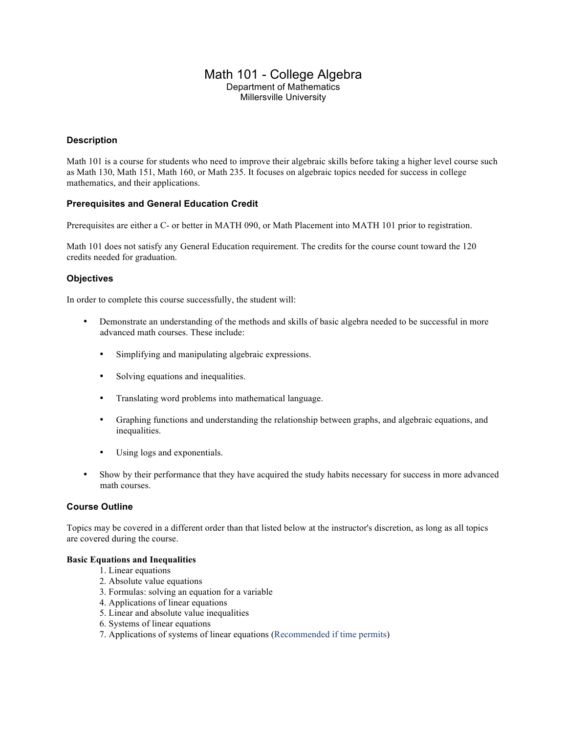# Math 101 - College Algebra

Department of Mathematics
Millersville University

## Description

Math 101 is a course for students who need to improve their algebraic skills before taking a higher level course such as Math 130, Math 151, Math 160, or Math 235. It focuses on algebraic topics needed for success in college mathematics, and their applications.

## Prerequisites and General Education Credit

Prerequisites are either a C- or better in MATH 090, or Math Placement into MATH 101 prior to registration.

Math 101 does not satisfy any General Education requirement. The credits for the course count toward the 120 credits needed for graduation.

## Objectives

In order to complete this course successfully, the student will:

- Demonstrate an understanding of the methods and skills of basic algebra needed to be successful in more advanced math courses. These include:
  - Simplifying and manipulating algebraic expressions.
  - Solving equations and inequalities.
  - Translating word problems into mathematical language.
  - Graphing functions and understanding the relationship between graphs, and algebraic equations, and inequalities.
  - Using logs and exponentials.
- Show by their performance that they have acquired the study habits necessary for success in more advanced math courses.

## Course Outline

Topics may be covered in a different order than that listed below at the instructor's discretion, as long as all topics are covered during the course.

**Basic Equations and Inequalities**

1. Linear equations
2. Absolute value equations
3. Formulas: solving an equation for a variable
4. Applications of linear equations
5. Linear and absolute value inequalities
6. Systems of linear equations
7. Applications of systems of linear equations (Recommended if time permits)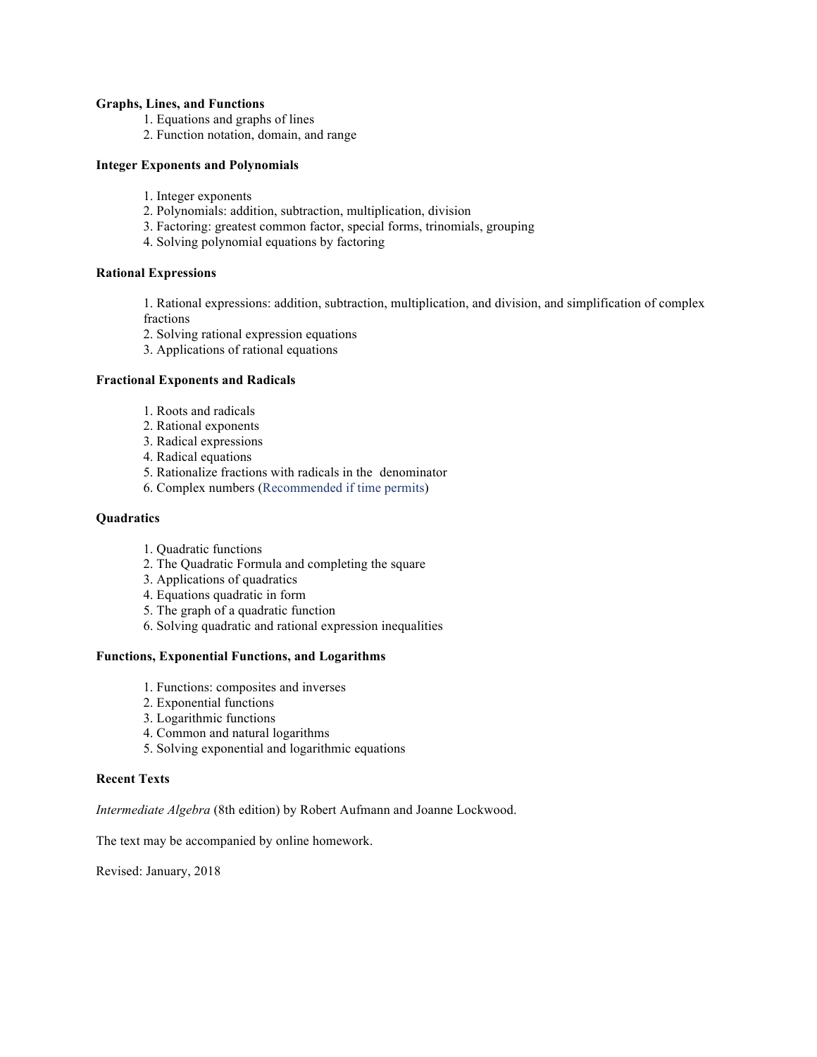**Graphs, Lines, and Functions**

1. Equations and graphs of lines
2. Function notation, domain, and range

**Integer Exponents and Polynomials**

1. Integer exponents
2. Polynomials: addition, subtraction, multiplication, division
3. Factoring: greatest common factor, special forms, trinomials, grouping
4. Solving polynomial equations by factoring

**Rational Expressions**

1. Rational expressions: addition, subtraction, multiplication, and division, and simplification of complex fractions
2. Solving rational expression equations
3. Applications of rational equations

**Fractional Exponents and Radicals**

1. Roots and radicals
2. Rational exponents
3. Radical expressions
4. Radical equations
5. Rationalize fractions with radicals in the denominator
6. Complex numbers (Recommended if time permits)

**Quadratics**

1. Quadratic functions
2. The Quadratic Formula and completing the square
3. Applications of quadratics
4. Equations quadratic in form
5. The graph of a quadratic function
6. Solving quadratic and rational expression inequalities

**Functions, Exponential Functions, and Logarithms**

1. Functions: composites and inverses
2. Exponential functions
3. Logarithmic functions
4. Common and natural logarithms
5. Solving exponential and logarithmic equations

**Recent Texts**

*Intermediate Algebra* (8th edition) by Robert Aufmann and Joanne Lockwood.

The text may be accompanied by online homework.

Revised: January, 2018